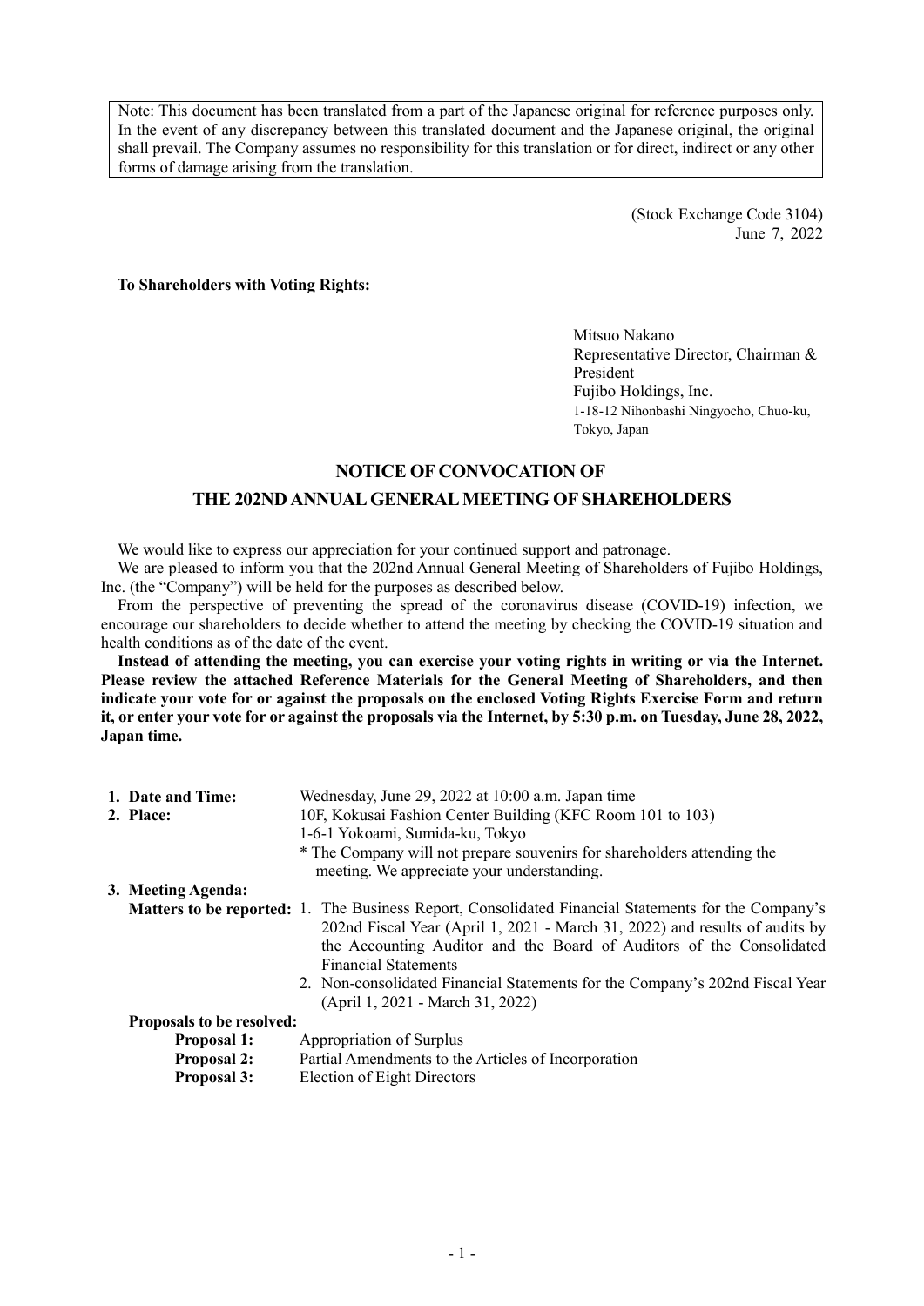Note: This document has been translated from a part of the Japanese original for reference purposes only. In the event of any discrepancy between this translated document and the Japanese original, the original shall prevail. The Company assumes no responsibility for this translation or for direct, indirect or any other forms of damage arising from the translation.

(Stock Exchange Code 3104)
June 7, 2022

**To Shareholders with Voting Rights:**

Mitsuo Nakano
Representative Director, Chairman & President
Fujibo Holdings, Inc.
1-18-12 Nihonbashi Ningyocho, Chuo-ku, Tokyo, Japan

# NOTICE OF CONVOCATION OF THE 202ND ANNUAL GENERAL MEETING OF SHAREHOLDERS

We would like to express our appreciation for your continued support and patronage.

We are pleased to inform you that the 202nd Annual General Meeting of Shareholders of Fujibo Holdings, Inc. (the "Company") will be held for the purposes as described below.

From the perspective of preventing the spread of the coronavirus disease (COVID-19) infection, we encourage our shareholders to decide whether to attend the meeting by checking the COVID-19 situation and health conditions as of the date of the event.

**Instead of attending the meeting, you can exercise your voting rights in writing or via the Internet. Please review the attached Reference Materials for the General Meeting of Shareholders, and then indicate your vote for or against the proposals on the enclosed Voting Rights Exercise Form and return it, or enter your vote for or against the proposals via the Internet, by 5:30 p.m. on Tuesday, June 28, 2022, Japan time.**

**1. Date and Time:** Wednesday, June 29, 2022 at 10:00 a.m. Japan time

**2. Place:** 10F, Kokusai Fashion Center Building (KFC Room 101 to 103)
1-6-1 Yokoami, Sumida-ku, Tokyo
\* The Company will not prepare souvenirs for shareholders attending the meeting. We appreciate your understanding.

**3. Meeting Agenda:**

**Matters to be reported:**

1. The Business Report, Consolidated Financial Statements for the Company's 202nd Fiscal Year (April 1, 2021 - March 31, 2022) and results of audits by the Accounting Auditor and the Board of Auditors of the Consolidated Financial Statements
2. Non-consolidated Financial Statements for the Company's 202nd Fiscal Year (April 1, 2021 - March 31, 2022)

**Proposals to be resolved:**

**Proposal 1:** Appropriation of Surplus
**Proposal 2:** Partial Amendments to the Articles of Incorporation
**Proposal 3:** Election of Eight Directors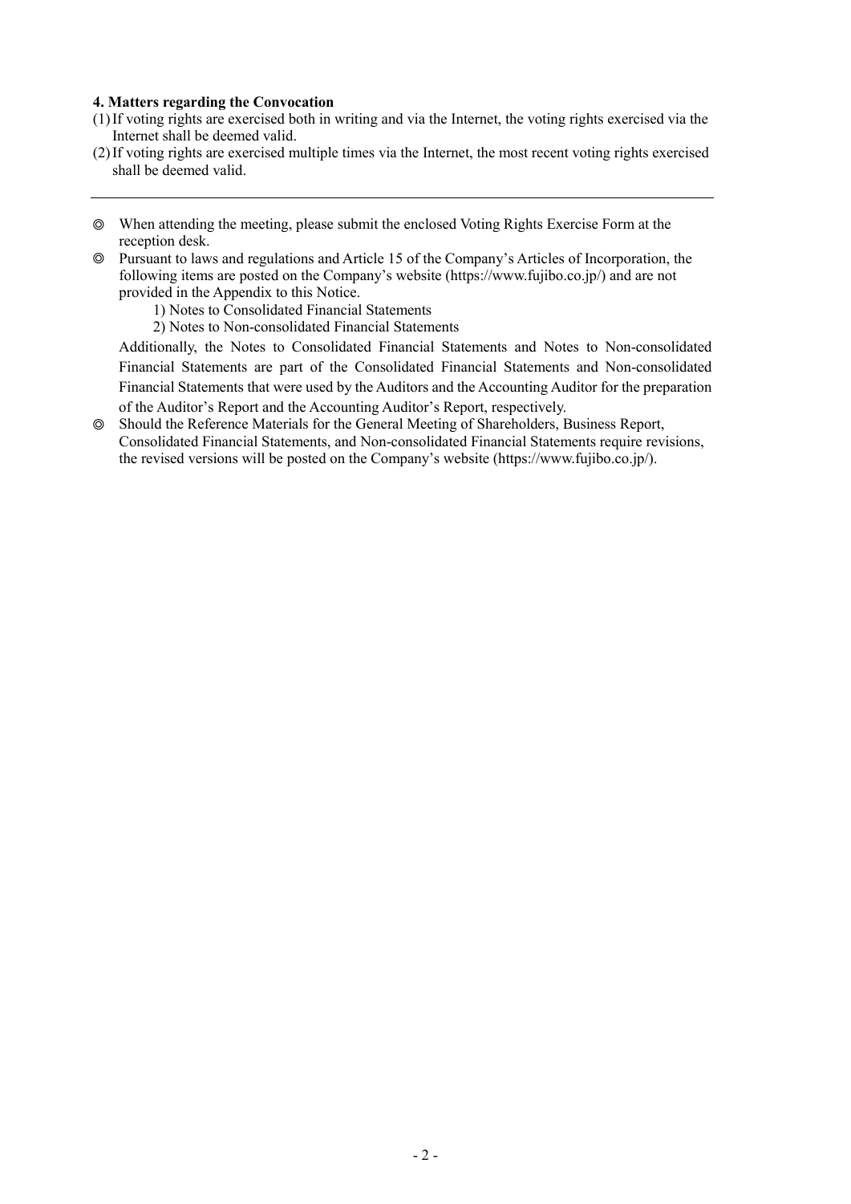**4. Matters regarding the Convocation**

(1) If voting rights are exercised both in writing and via the Internet, the voting rights exercised via the Internet shall be deemed valid.

(2) If voting rights are exercised multiple times via the Internet, the most recent voting rights exercised shall be deemed valid.

---

◎ When attending the meeting, please submit the enclosed Voting Rights Exercise Form at the reception desk.

◎ Pursuant to laws and regulations and Article 15 of the Company's Articles of Incorporation, the following items are posted on the Company's website (https://www.fujibo.co.jp/) and are not provided in the Appendix to this Notice.

1) Notes to Consolidated Financial Statements

2) Notes to Non-consolidated Financial Statements

Additionally, the Notes to Consolidated Financial Statements and Notes to Non-consolidated Financial Statements are part of the Consolidated Financial Statements and Non-consolidated Financial Statements that were used by the Auditors and the Accounting Auditor for the preparation of the Auditor's Report and the Accounting Auditor's Report, respectively.

◎ Should the Reference Materials for the General Meeting of Shareholders, Business Report, Consolidated Financial Statements, and Non-consolidated Financial Statements require revisions, the revised versions will be posted on the Company's website (https://www.fujibo.co.jp/).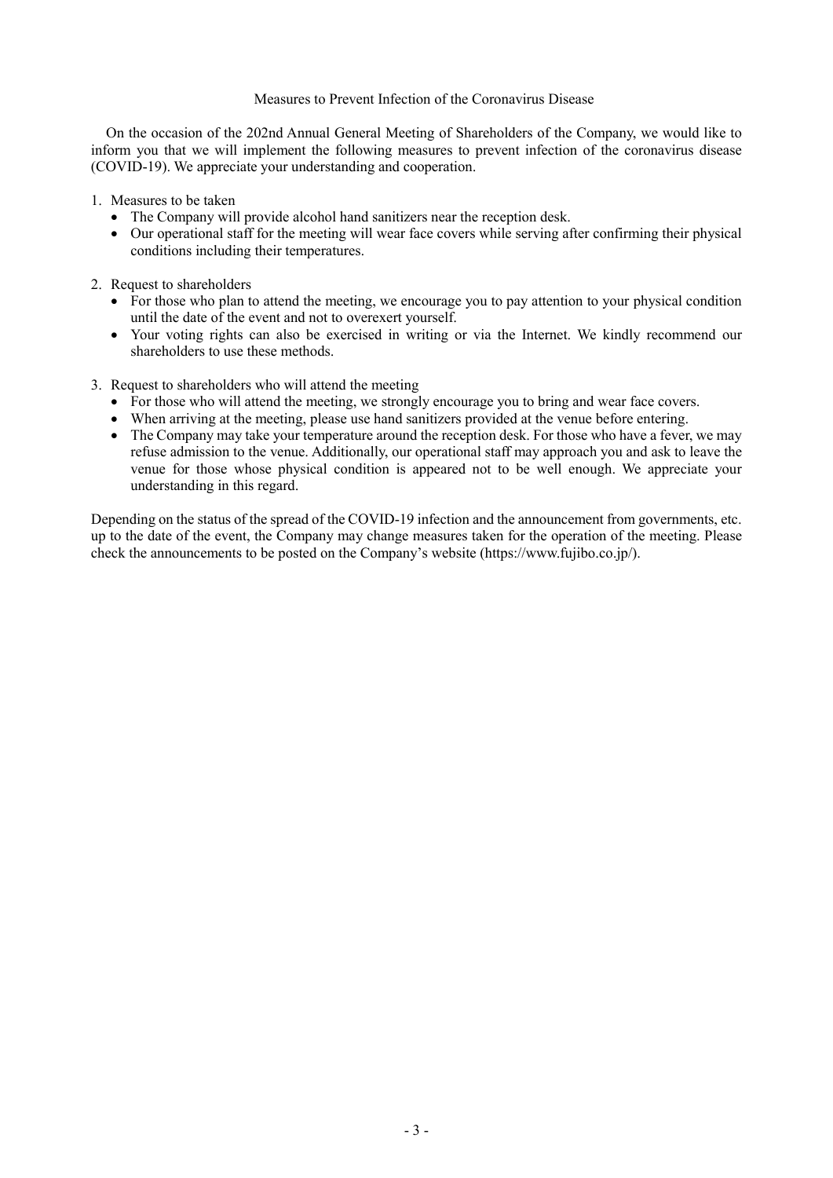## Measures to Prevent Infection of the Coronavirus Disease

On the occasion of the 202nd Annual General Meeting of Shareholders of the Company, we would like to inform you that we will implement the following measures to prevent infection of the coronavirus disease (COVID-19). We appreciate your understanding and cooperation.

1. Measures to be taken
   - The Company will provide alcohol hand sanitizers near the reception desk.
   - Our operational staff for the meeting will wear face covers while serving after confirming their physical conditions including their temperatures.

2. Request to shareholders
   - For those who plan to attend the meeting, we encourage you to pay attention to your physical condition until the date of the event and not to overexert yourself.
   - Your voting rights can also be exercised in writing or via the Internet. We kindly recommend our shareholders to use these methods.

3. Request to shareholders who will attend the meeting
   - For those who will attend the meeting, we strongly encourage you to bring and wear face covers.
   - When arriving at the meeting, please use hand sanitizers provided at the venue before entering.
   - The Company may take your temperature around the reception desk. For those who have a fever, we may refuse admission to the venue. Additionally, our operational staff may approach you and ask to leave the venue for those whose physical condition is appeared not to be well enough. We appreciate your understanding in this regard.

Depending on the status of the spread of the COVID-19 infection and the announcement from governments, etc. up to the date of the event, the Company may change measures taken for the operation of the meeting. Please check the announcements to be posted on the Company's website (https://www.fujibo.co.jp/).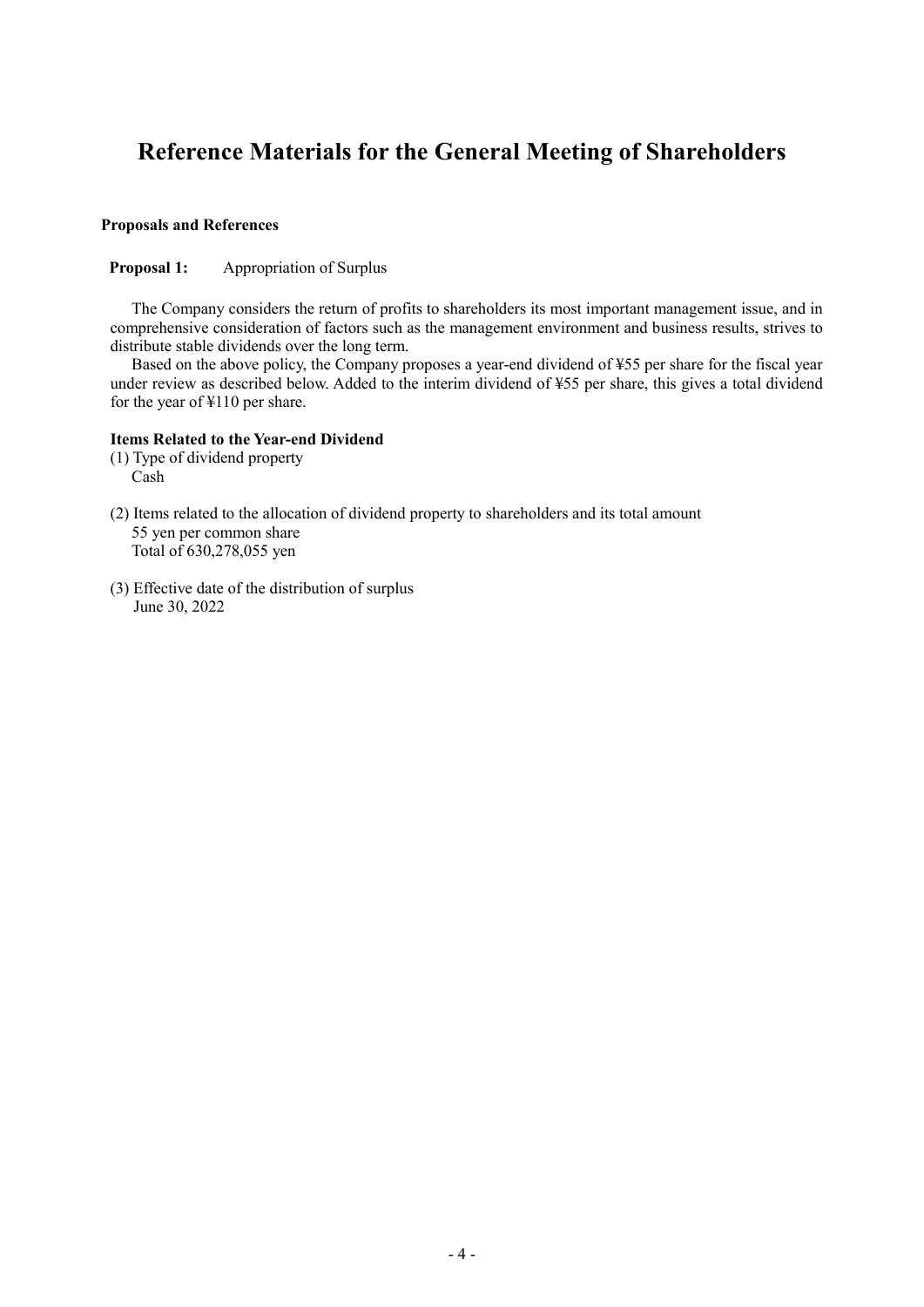# Reference Materials for the General Meeting of Shareholders

**Proposals and References**

**Proposal 1:** Appropriation of Surplus

The Company considers the return of profits to shareholders its most important management issue, and in comprehensive consideration of factors such as the management environment and business results, strives to distribute stable dividends over the long term.

Based on the above policy, the Company proposes a year-end dividend of ¥55 per share for the fiscal year under review as described below. Added to the interim dividend of ¥55 per share, this gives a total dividend for the year of ¥110 per share.

**Items Related to the Year-end Dividend**

(1) Type of dividend property
Cash

(2) Items related to the allocation of dividend property to shareholders and its total amount
55 yen per common share
Total of 630,278,055 yen

(3) Effective date of the distribution of surplus
June 30, 2022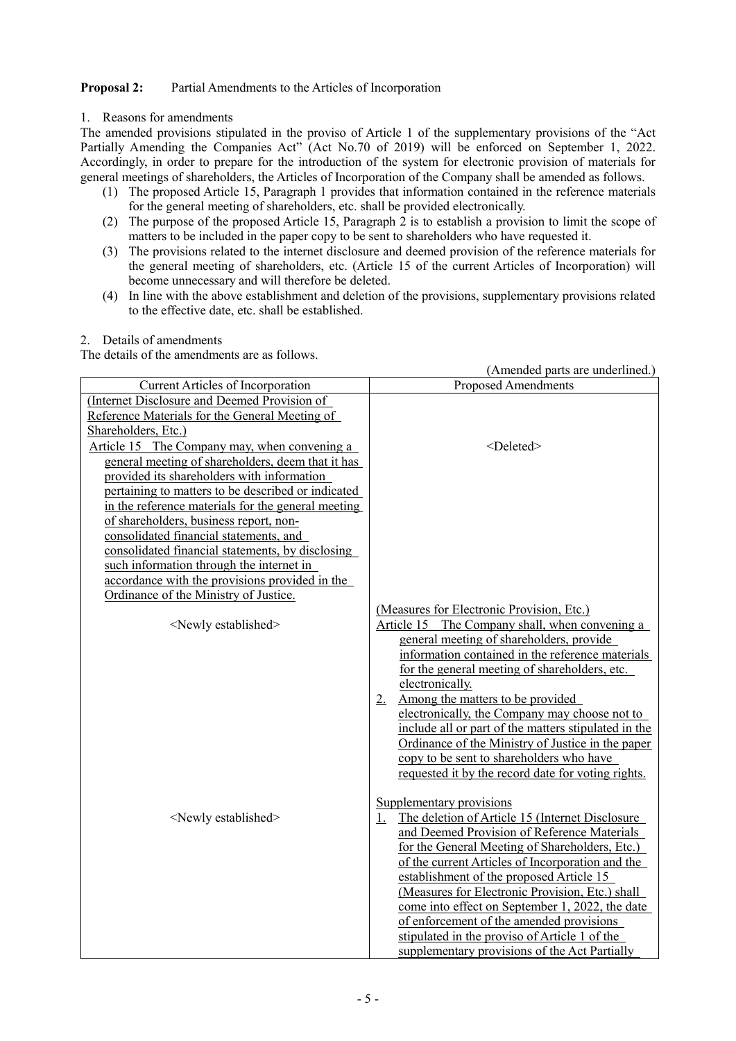**Proposal 2:** Partial Amendments to the Articles of Incorporation

1. Reasons for amendments

The amended provisions stipulated in the proviso of Article 1 of the supplementary provisions of the "Act Partially Amending the Companies Act" (Act No.70 of 2019) will be enforced on September 1, 2022. Accordingly, in order to prepare for the introduction of the system for electronic provision of materials for general meetings of shareholders, the Articles of Incorporation of the Company shall be amended as follows.

(1) The proposed Article 15, Paragraph 1 provides that information contained in the reference materials for the general meeting of shareholders, etc. shall be provided electronically.

(2) The purpose of the proposed Article 15, Paragraph 2 is to establish a provision to limit the scope of matters to be included in the paper copy to be sent to shareholders who have requested it.

(3) The provisions related to the internet disclosure and deemed provision of the reference materials for the general meeting of shareholders, etc. (Article 15 of the current Articles of Incorporation) will become unnecessary and will therefore be deleted.

(4) In line with the above establishment and deletion of the provisions, supplementary provisions related to the effective date, etc. shall be established.

2. Details of amendments

The details of the amendments are as follows.

(Amended parts are underlined.)

| Current Articles of Incorporation | Proposed Amendments |
|---|---|
| (Internet Disclosure and Deemed Provision of Reference Materials for the General Meeting of Shareholders, Etc.)<br>Article 15 The Company may, when convening a general meeting of shareholders, deem that it has provided its shareholders with information pertaining to matters to be described or indicated in the reference materials for the general meeting of shareholders, business report, non-consolidated financial statements, and consolidated financial statements, by disclosing such information through the internet in accordance with the provisions provided in the Ordinance of the Ministry of Justice. | <Deleted> |
| <Newly established> | (Measures for Electronic Provision, Etc.)<br>Article 15 The Company shall, when convening a general meeting of shareholders, provide information contained in the reference materials for the general meeting of shareholders, etc. electronically.<br>2. Among the matters to be provided electronically, the Company may choose not to include all or part of the matters stipulated in the Ordinance of the Ministry of Justice in the paper copy to be sent to shareholders who have requested it by the record date for voting rights. |
| <Newly established> | Supplementary provisions<br>1. The deletion of Article 15 (Internet Disclosure and Deemed Provision of Reference Materials for the General Meeting of Shareholders, Etc.) of the current Articles of Incorporation and the establishment of the proposed Article 15 (Measures for Electronic Provision, Etc.) shall come into effect on September 1, 2022, the date of enforcement of the amended provisions stipulated in the proviso of Article 1 of the supplementary provisions of the Act Partially |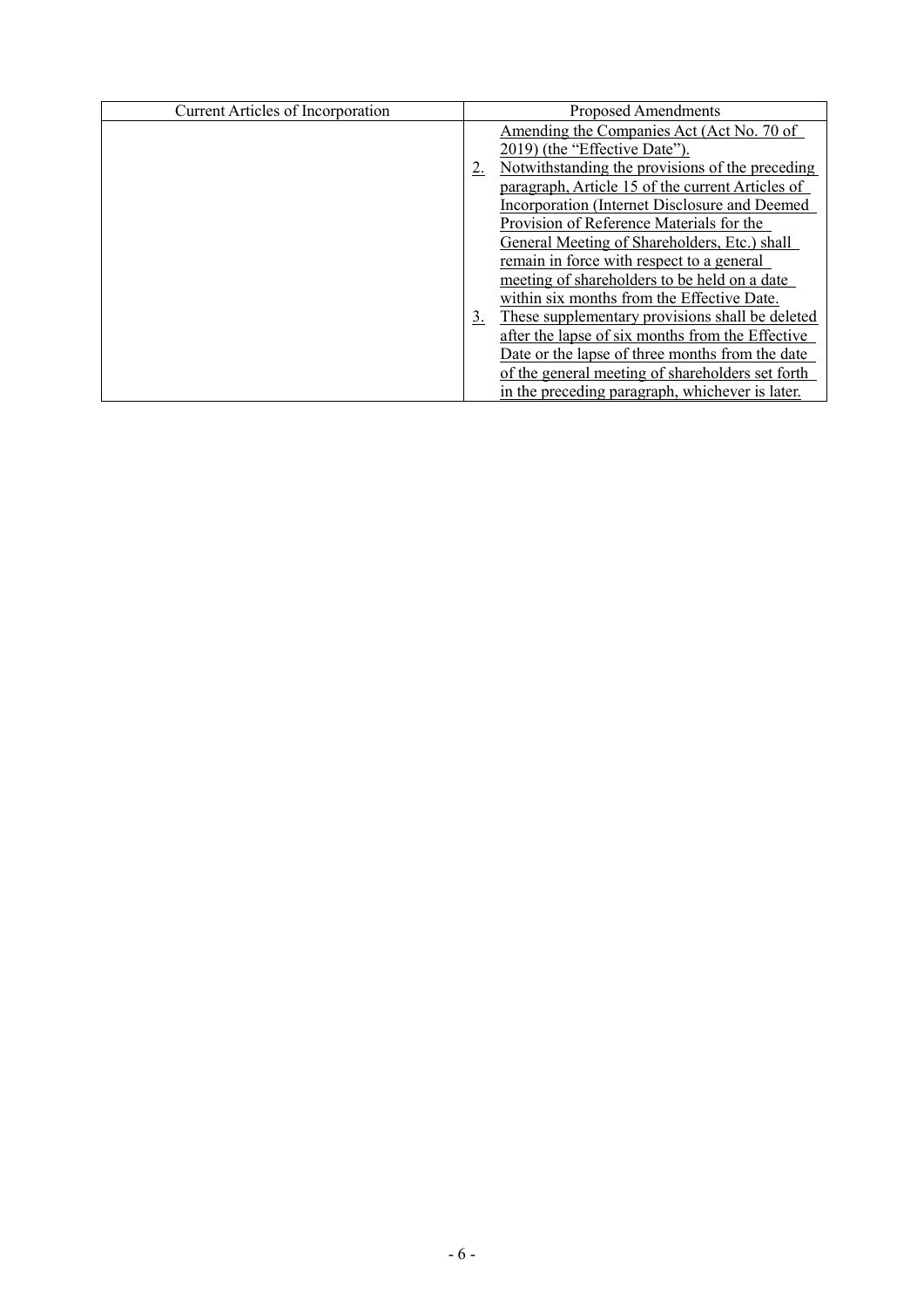| Current Articles of Incorporation | Proposed Amendments |
|---|---|
| | Amending the Companies Act (Act No. 70 of 2019) (the "Effective Date").<br>2. Notwithstanding the provisions of the preceding paragraph, Article 15 of the current Articles of Incorporation (Internet Disclosure and Deemed Provision of Reference Materials for the General Meeting of Shareholders, Etc.) shall remain in force with respect to a general meeting of shareholders to be held on a date within six months from the Effective Date.<br>3. These supplementary provisions shall be deleted after the lapse of six months from the Effective Date or the lapse of three months from the date of the general meeting of shareholders set forth in the preceding paragraph, whichever is later. |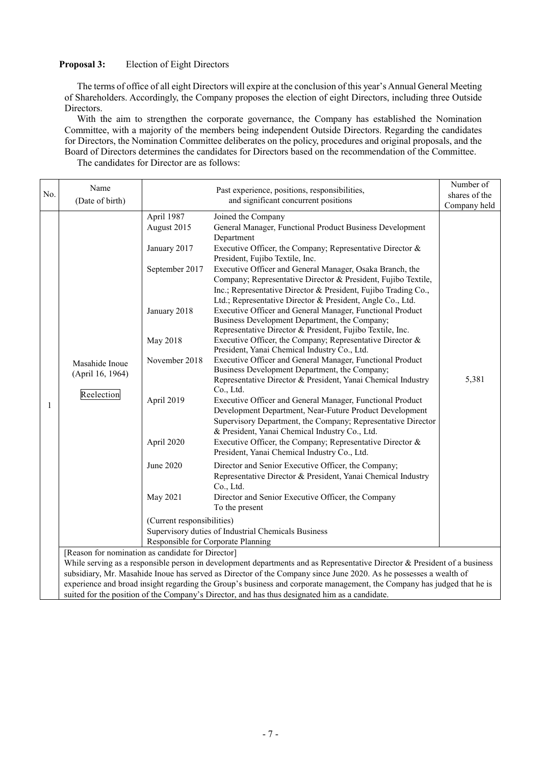**Proposal 3:** Election of Eight Directors

The terms of office of all eight Directors will expire at the conclusion of this year's Annual General Meeting of Shareholders. Accordingly, the Company proposes the election of eight Directors, including three Outside Directors.

With the aim to strengthen the corporate governance, the Company has established the Nomination Committee, with a majority of the members being independent Outside Directors. Regarding the candidates for Directors, the Nomination Committee deliberates on the policy, procedures and original proposals, and the Board of Directors determines the candidates for Directors based on the recommendation of the Committee.

The candidates for Director are as follows:

| No. | Name (Date of birth) | Past experience, positions, responsibilities, and significant concurrent positions | | Number of shares of the Company held |
|---|---|---|---|---|
| 1 | Masahide Inoue (April 16, 1964) Reelection | April 1987 | Joined the Company | 5,381 |
| | | August 2015 | General Manager, Functional Product Business Development Department | |
| | | January 2017 | Executive Officer, the Company; Representative Director & President, Fujibo Textile, Inc. | |
| | | September 2017 | Executive Officer and General Manager, Osaka Branch, the Company; Representative Director & President, Fujibo Textile, Inc.; Representative Director & President, Fujibo Trading Co., Ltd.; Representative Director & President, Angle Co., Ltd. | |
| | | January 2018 | Executive Officer and General Manager, Functional Product Business Development Department, the Company; Representative Director & President, Fujibo Textile, Inc. | |
| | | May 2018 | Executive Officer, the Company; Representative Director & President, Yanai Chemical Industry Co., Ltd. | |
| | | November 2018 | Executive Officer and General Manager, Functional Product Business Development Department, the Company; Representative Director & President, Yanai Chemical Industry Co., Ltd. | |
| | | April 2019 | Executive Officer and General Manager, Functional Product Development Department, Near-Future Product Development Supervisory Department, the Company; Representative Director & President, Yanai Chemical Industry Co., Ltd. | |
| | | April 2020 | Executive Officer, the Company; Representative Director & President, Yanai Chemical Industry Co., Ltd. | |
| | | June 2020 | Director and Senior Executive Officer, the Company; Representative Director & President, Yanai Chemical Industry Co., Ltd. | |
| | | May 2021 | Director and Senior Executive Officer, the Company To the present | |
| | | (Current responsibilities) Supervisory duties of Industrial Chemicals Business Responsible for Corporate Planning | | |
| | [Reason for nomination as candidate for Director] While serving as a responsible person in development departments and as Representative Director & President of a business subsidiary, Mr. Masahide Inoue has served as Director of the Company since June 2020. As he possesses a wealth of experience and broad insight regarding the Group's business and corporate management, the Company has judged that he is suited for the position of the Company's Director, and has thus designated him as a candidate. | | | |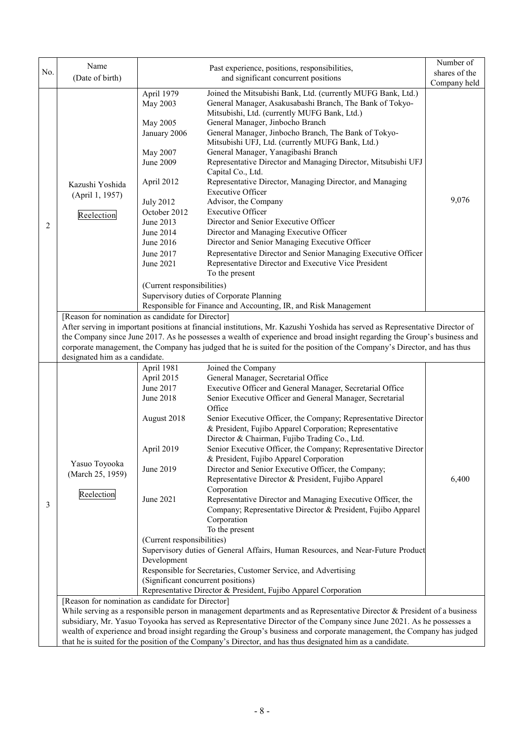| No. | Name (Date of birth) | Past experience, positions, responsibilities, and significant concurrent positions | Number of shares of the Company held |
|---|---|---|---|
| 2 | Kazushi Yoshida (April 1, 1957) Reelection | April 1979 Joined the Mitsubishi Bank, Ltd. (currently MUFG Bank, Ltd.)<br>May 2003 General Manager, Asakusabashi Branch, The Bank of Tokyo-Mitsubishi, Ltd. (currently MUFG Bank, Ltd.)<br>May 2005 General Manager, Jinbocho Branch<br>January 2006 General Manager, Jinbocho Branch, The Bank of Tokyo-Mitsubishi UFJ, Ltd. (currently MUFG Bank, Ltd.)<br>May 2007 General Manager, Yanagibashi Branch<br>June 2009 Representative Director and Managing Director, Mitsubishi UFJ Capital Co., Ltd.<br>April 2012 Representative Director, Managing Director, and Managing Executive Officer<br>July 2012 Advisor, the Company<br>October 2012 Executive Officer<br>June 2013 Director and Senior Executive Officer<br>June 2014 Director and Managing Executive Officer<br>June 2016 Director and Senior Managing Executive Officer<br>June 2017 Representative Director and Senior Managing Executive Officer<br>June 2021 Representative Director and Executive Vice President<br>To the present<br>(Current responsibilities)<br>Supervisory duties of Corporate Planning<br>Responsible for Finance and Accounting, IR, and Risk Management | 9,076 |
| | [Reason for nomination as candidate for Director]<br>After serving in important positions at financial institutions, Mr. Kazushi Yoshida has served as Representative Director of the Company since June 2017. As he possesses a wealth of experience and broad insight regarding the Group's business and corporate management, the Company has judged that he is suited for the position of the Company's Director, and has thus designated him as a candidate. | | |
| 3 | Yasuo Toyooka (March 25, 1959) Reelection | April 1981 Joined the Company<br>April 2015 General Manager, Secretarial Office<br>June 2017 Executive Officer and General Manager, Secretarial Office<br>June 2018 Senior Executive Officer and General Manager, Secretarial Office<br>August 2018 Senior Executive Officer, the Company; Representative Director & President, Fujibo Apparel Corporation; Representative Director & Chairman, Fujibo Trading Co., Ltd.<br>April 2019 Senior Executive Officer, the Company; Representative Director & President, Fujibo Apparel Corporation<br>June 2019 Director and Senior Executive Officer, the Company; Representative Director & President, Fujibo Apparel Corporation<br>June 2021 Representative Director and Managing Executive Officer, the Company; Representative Director & President, Fujibo Apparel Corporation<br>To the present<br>(Current responsibilities)<br>Supervisory duties of General Affairs, Human Resources, and Near-Future Product Development<br>Responsible for Secretaries, Customer Service, and Advertising<br>(Significant concurrent positions)<br>Representative Director & President, Fujibo Apparel Corporation | 6,400 |
| | [Reason for nomination as candidate for Director]<br>While serving as a responsible person in management departments and as Representative Director & President of a business subsidiary, Mr. Yasuo Toyooka has served as Representative Director of the Company since June 2021. As he possesses a wealth of experience and broad insight regarding the Group's business and corporate management, the Company has judged that he is suited for the position of the Company's Director, and has thus designated him as a candidate. | | |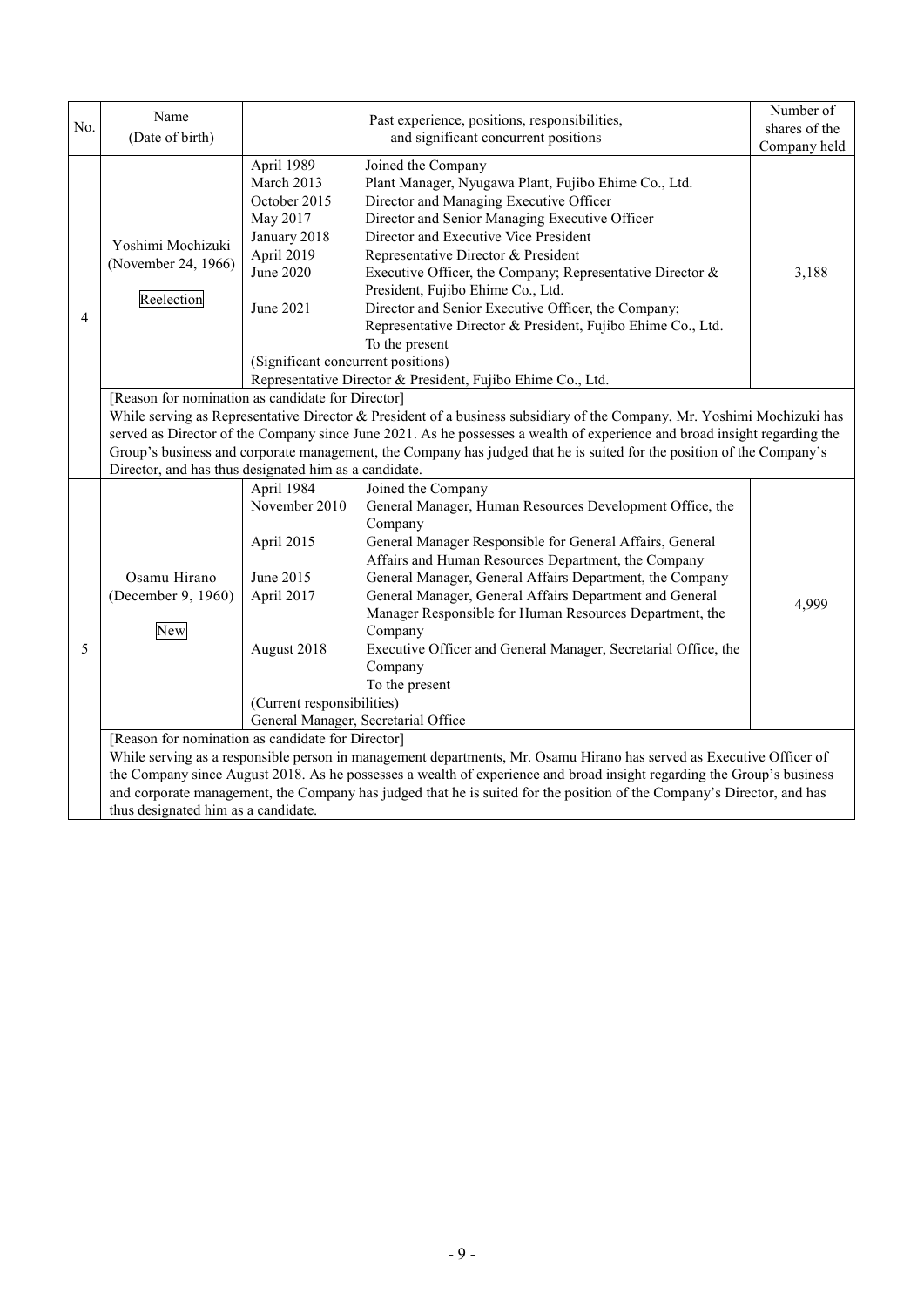| No. | Name (Date of birth) | Past experience, positions, responsibilities, and significant concurrent positions | | Number of shares of the Company held |
|---|---|---|---|---|
| 4 | Yoshimi Mochizuki (November 24, 1966) Reelection | April 1989 | Joined the Company | 3,188 |
| | | March 2013 | Plant Manager, Nyugawa Plant, Fujibo Ehime Co., Ltd. | |
| | | October 2015 | Director and Managing Executive Officer | |
| | | May 2017 | Director and Senior Managing Executive Officer | |
| | | January 2018 | Director and Executive Vice President | |
| | | April 2019 | Representative Director & President | |
| | | June 2020 | Executive Officer, the Company; Representative Director & President, Fujibo Ehime Co., Ltd. | |
| | | June 2021 | Director and Senior Executive Officer, the Company; Representative Director & President, Fujibo Ehime Co., Ltd. To the present | |
| | | (Significant concurrent positions) Representative Director & President, Fujibo Ehime Co., Ltd. | | |
| | [Reason for nomination as candidate for Director] While serving as Representative Director & President of a business subsidiary of the Company, Mr. Yoshimi Mochizuki has served as Director of the Company since June 2021. As he possesses a wealth of experience and broad insight regarding the Group's business and corporate management, the Company has judged that he is suited for the position of the Company's Director, and has thus designated him as a candidate. | | | |
| 5 | Osamu Hirano (December 9, 1960) New | April 1984 | Joined the Company | 4,999 |
| | | November 2010 | General Manager, Human Resources Development Office, the Company | |
| | | April 2015 | General Manager Responsible for General Affairs, General Affairs and Human Resources Department, the Company | |
| | | June 2015 | General Manager, General Affairs Department, the Company | |
| | | April 2017 | General Manager, General Affairs Department and General Manager Responsible for Human Resources Department, the Company | |
| | | August 2018 | Executive Officer and General Manager, Secretarial Office, the Company To the present | |
| | | (Current responsibilities) General Manager, Secretarial Office | | |
| | [Reason for nomination as candidate for Director] While serving as a responsible person in management departments, Mr. Osamu Hirano has served as Executive Officer of the Company since August 2018. As he possesses a wealth of experience and broad insight regarding the Group's business and corporate management, the Company has judged that he is suited for the position of the Company's Director, and has thus designated him as a candidate. | | | |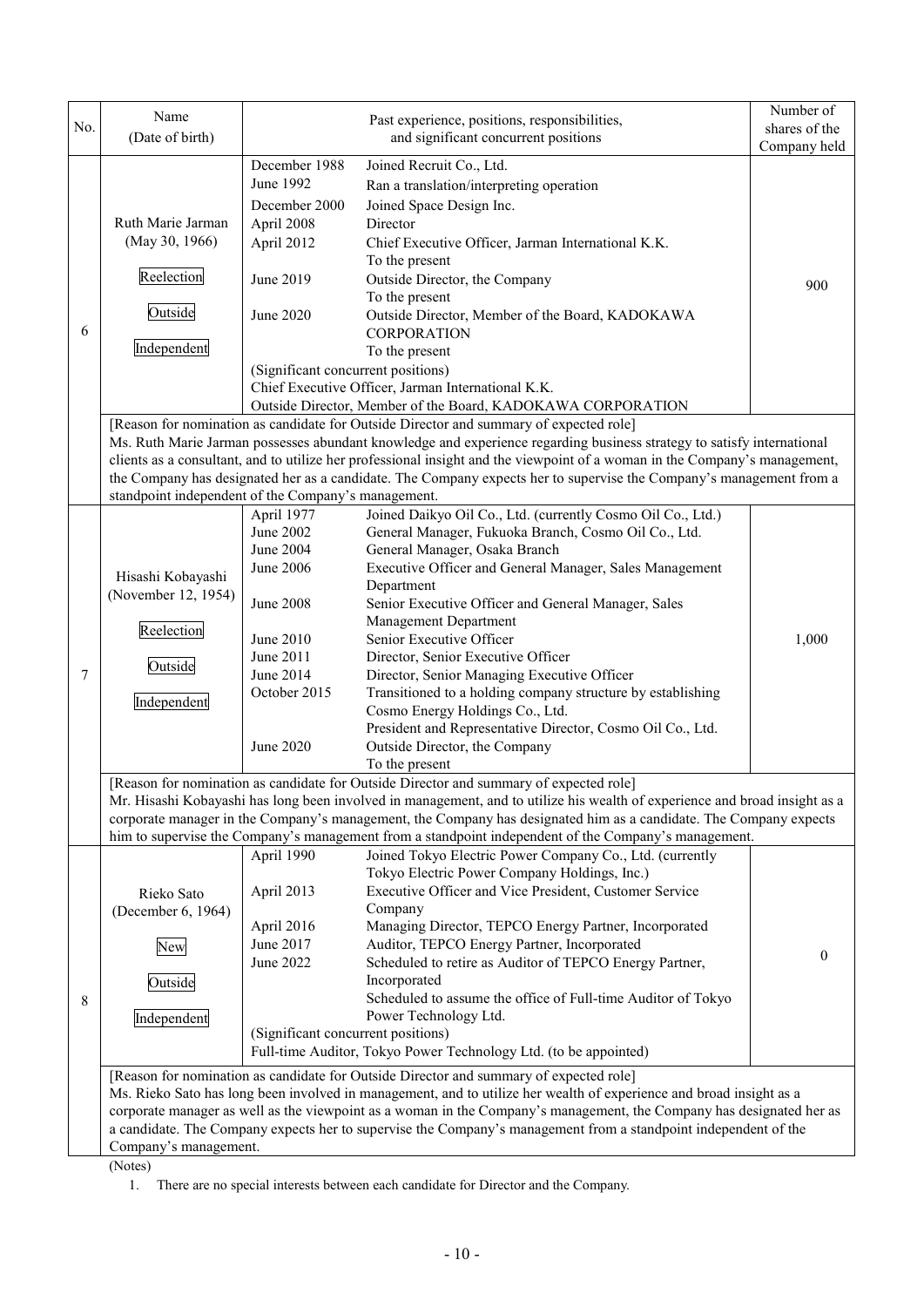| No. | Name (Date of birth) | Past experience, positions, responsibilities, and significant concurrent positions | Number of shares of the Company held |
|---|---|---|---|
| 6 | Ruth Marie Jarman (May 30, 1966) Reelection Outside Independent | December 1988 Joined Recruit Co., Ltd.<br>June 1992 Ran a translation/interpreting operation<br>December 2000 Joined Space Design Inc.<br>April 2008 Director<br>April 2012 Chief Executive Officer, Jarman International K.K. To the present<br>June 2019 Outside Director, the Company To the present<br>June 2020 Outside Director, Member of the Board, KADOKAWA CORPORATION To the present<br>(Significant concurrent positions)<br>Chief Executive Officer, Jarman International K.K.<br>Outside Director, Member of the Board, KADOKAWA CORPORATION | 900 |
| | [Reason for nomination as candidate for Outside Director and summary of expected role]<br>Ms. Ruth Marie Jarman possesses abundant knowledge and experience regarding business strategy to satisfy international clients as a consultant, and to utilize her professional insight and the viewpoint of a woman in the Company's management, the Company has designated her as a candidate. The Company expects her to supervise the Company's management from a standpoint independent of the Company's management. | | |
| 7 | Hisashi Kobayashi (November 12, 1954) Reelection Outside Independent | April 1977 Joined Daikyo Oil Co., Ltd. (currently Cosmo Oil Co., Ltd.)<br>June 2002 General Manager, Fukuoka Branch, Cosmo Oil Co., Ltd.<br>June 2004 General Manager, Osaka Branch<br>June 2006 Executive Officer and General Manager, Sales Management Department<br>June 2008 Senior Executive Officer and General Manager, Sales Management Department<br>June 2010 Senior Executive Officer<br>June 2011 Director, Senior Executive Officer<br>June 2014 Director, Senior Managing Executive Officer<br>October 2015 Transitioned to a holding company structure by establishing Cosmo Energy Holdings Co., Ltd. President and Representative Director, Cosmo Oil Co., Ltd.<br>June 2020 Outside Director, the Company To the present | 1,000 |
| | [Reason for nomination as candidate for Outside Director and summary of expected role]<br>Mr. Hisashi Kobayashi has long been involved in management, and to utilize his wealth of experience and broad insight as a corporate manager in the Company's management, the Company has designated him as a candidate. The Company expects him to supervise the Company's management from a standpoint independent of the Company's management. | | |
| 8 | Rieko Sato (December 6, 1964) New Outside Independent | April 1990 Joined Tokyo Electric Power Company Co., Ltd. (currently Tokyo Electric Power Company Holdings, Inc.)<br>April 2013 Executive Officer and Vice President, Customer Service Company<br>April 2016 Managing Director, TEPCO Energy Partner, Incorporated<br>June 2017 Auditor, TEPCO Energy Partner, Incorporated<br>June 2022 Scheduled to retire as Auditor of TEPCO Energy Partner, Incorporated Scheduled to assume the office of Full-time Auditor of Tokyo Power Technology Ltd.<br>(Significant concurrent positions)<br>Full-time Auditor, Tokyo Power Technology Ltd. (to be appointed) | 0 |
| | [Reason for nomination as candidate for Outside Director and summary of expected role]<br>Ms. Rieko Sato has long been involved in management, and to utilize her wealth of experience and broad insight as a corporate manager as well as the viewpoint as a woman in the Company's management, the Company has designated her as a candidate. The Company expects her to supervise the Company's management from a standpoint independent of the Company's management. | | |

(Notes)

1. There are no special interests between each candidate for Director and the Company.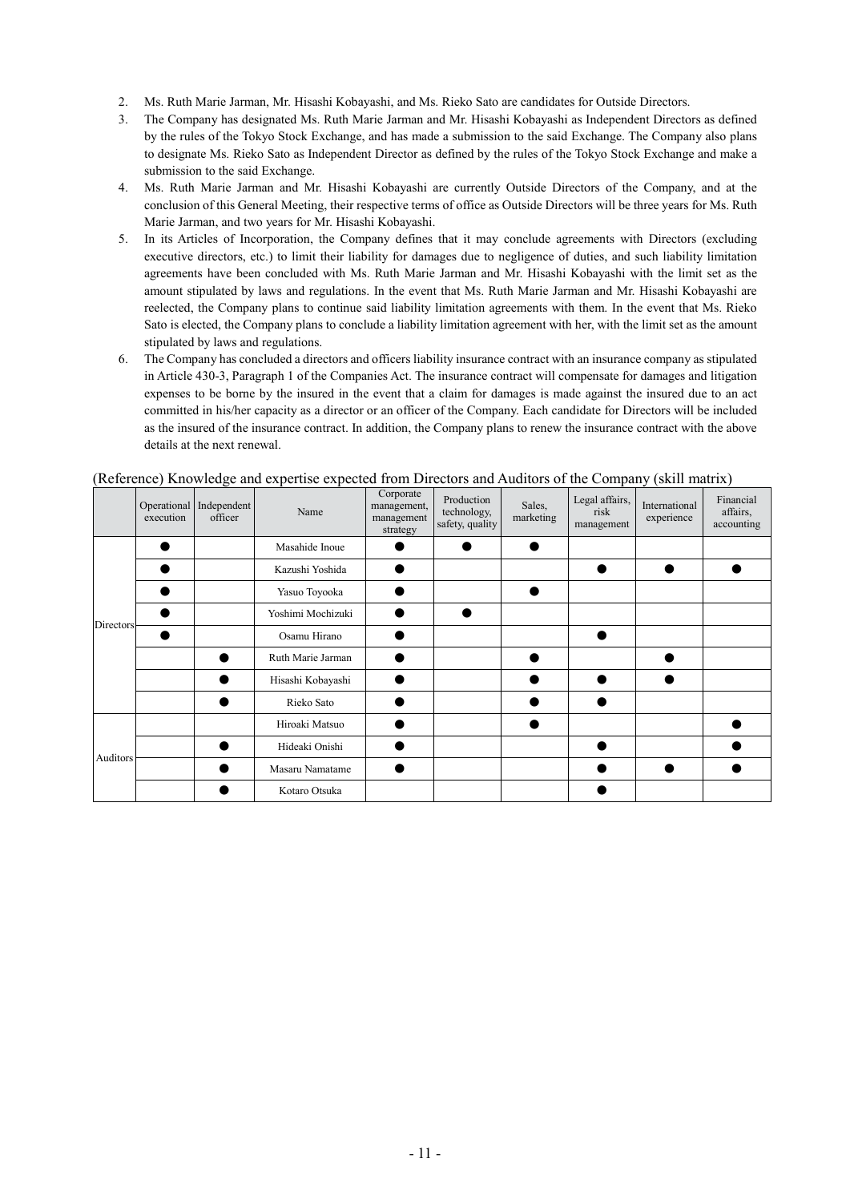2. Ms. Ruth Marie Jarman, Mr. Hisashi Kobayashi, and Ms. Rieko Sato are candidates for Outside Directors.
3. The Company has designated Ms. Ruth Marie Jarman and Mr. Hisashi Kobayashi as Independent Directors as defined by the rules of the Tokyo Stock Exchange, and has made a submission to the said Exchange. The Company also plans to designate Ms. Rieko Sato as Independent Director as defined by the rules of the Tokyo Stock Exchange and make a submission to the said Exchange.
4. Ms. Ruth Marie Jarman and Mr. Hisashi Kobayashi are currently Outside Directors of the Company, and at the conclusion of this General Meeting, their respective terms of office as Outside Directors will be three years for Ms. Ruth Marie Jarman, and two years for Mr. Hisashi Kobayashi.
5. In its Articles of Incorporation, the Company defines that it may conclude agreements with Directors (excluding executive directors, etc.) to limit their liability for damages due to negligence of duties, and such liability limitation agreements have been concluded with Ms. Ruth Marie Jarman and Mr. Hisashi Kobayashi with the limit set as the amount stipulated by laws and regulations. In the event that Ms. Ruth Marie Jarman and Mr. Hisashi Kobayashi are reelected, the Company plans to continue said liability limitation agreements with them. In the event that Ms. Rieko Sato is elected, the Company plans to conclude a liability limitation agreement with her, with the limit set as the amount stipulated by laws and regulations.
6. The Company has concluded a directors and officers liability insurance contract with an insurance company as stipulated in Article 430-3, Paragraph 1 of the Companies Act. The insurance contract will compensate for damages and litigation expenses to be borne by the insured in the event that a claim for damages is made against the insured due to an act committed in his/her capacity as a director or an officer of the Company. Each candidate for Directors will be included as the insured of the insurance contract. In addition, the Company plans to renew the insurance contract with the above details at the next renewal.

(Reference) Knowledge and expertise expected from Directors and Auditors of the Company (skill matrix)

| | Operational execution | Independent officer | Name | Corporate management, management strategy | Production technology, safety, quality | Sales, marketing | Legal affairs, risk management | International experience | Financial affairs, accounting |
|---|---|---|---|---|---|---|---|---|---|
| Directors | ● | | Masahide Inoue | ● | ● | ● | | | |
| | ● | | Kazushi Yoshida | ● | | | ● | ● | ● |
| | ● | | Yasuo Toyooka | ● | | ● | | | |
| | ● | | Yoshimi Mochizuki | ● | ● | | | | |
| | ● | | Osamu Hirano | ● | | | ● | | |
| | | ● | Ruth Marie Jarman | ● | | ● | | ● | |
| | | ● | Hisashi Kobayashi | ● | | ● | ● | ● | |
| | | ● | Rieko Sato | ● | | ● | ● | | |
| Auditors | | | Hiroaki Matsuo | ● | | ● | | | ● |
| | | ● | Hideaki Onishi | ● | | | ● | | ● |
| | | ● | Masaru Namatame | ● | | | ● | ● | ● |
| | | ● | Kotaro Otsuka | | | | ● | | |